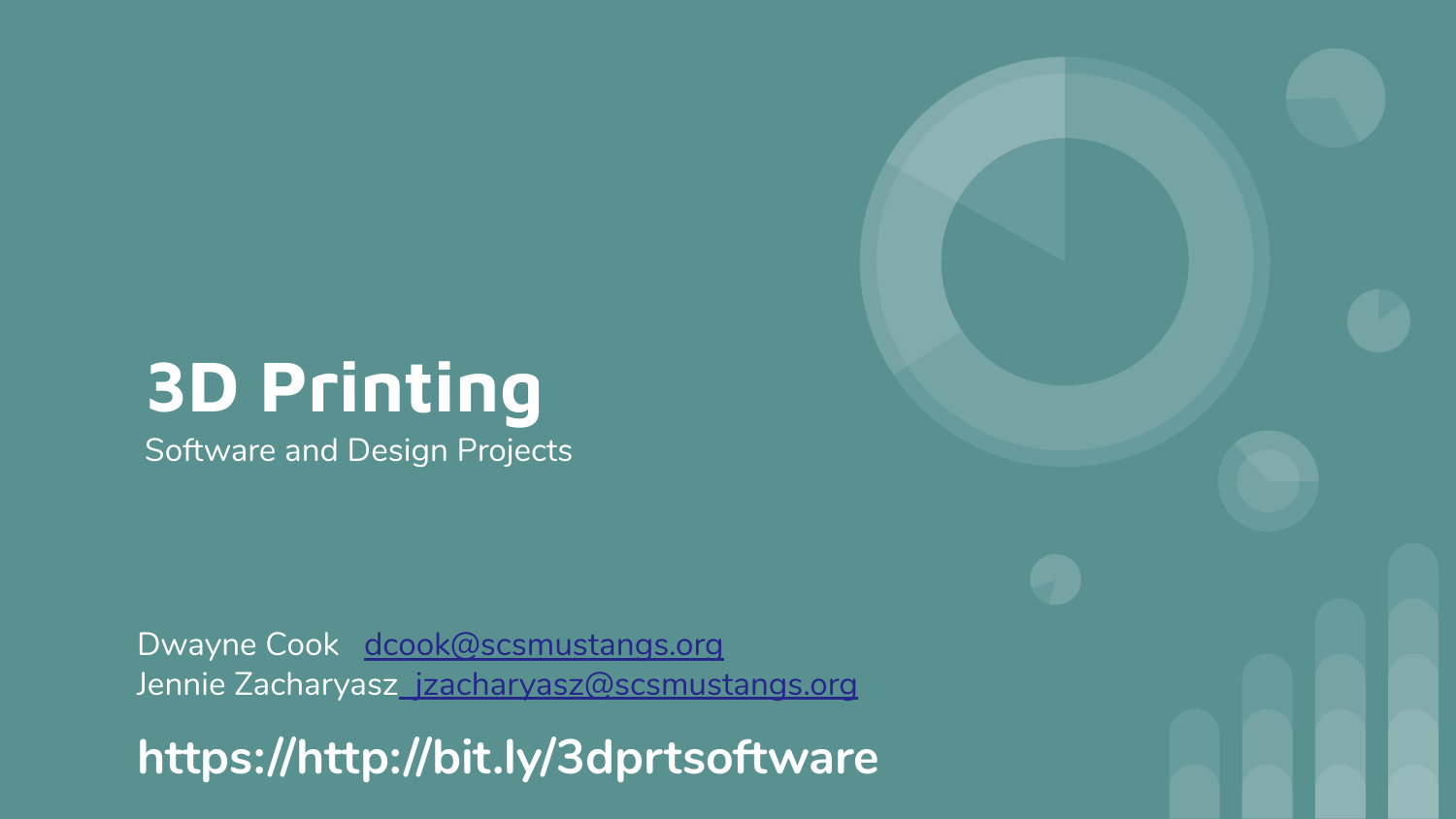# 3D Printing

Software and Design Projects

Dwayne Cook  dcook@scsmustangs.org
Jennie Zacharyasz jzacharyasz@scsmustangs.org

**https://http://bit.ly/3dprtsoftware**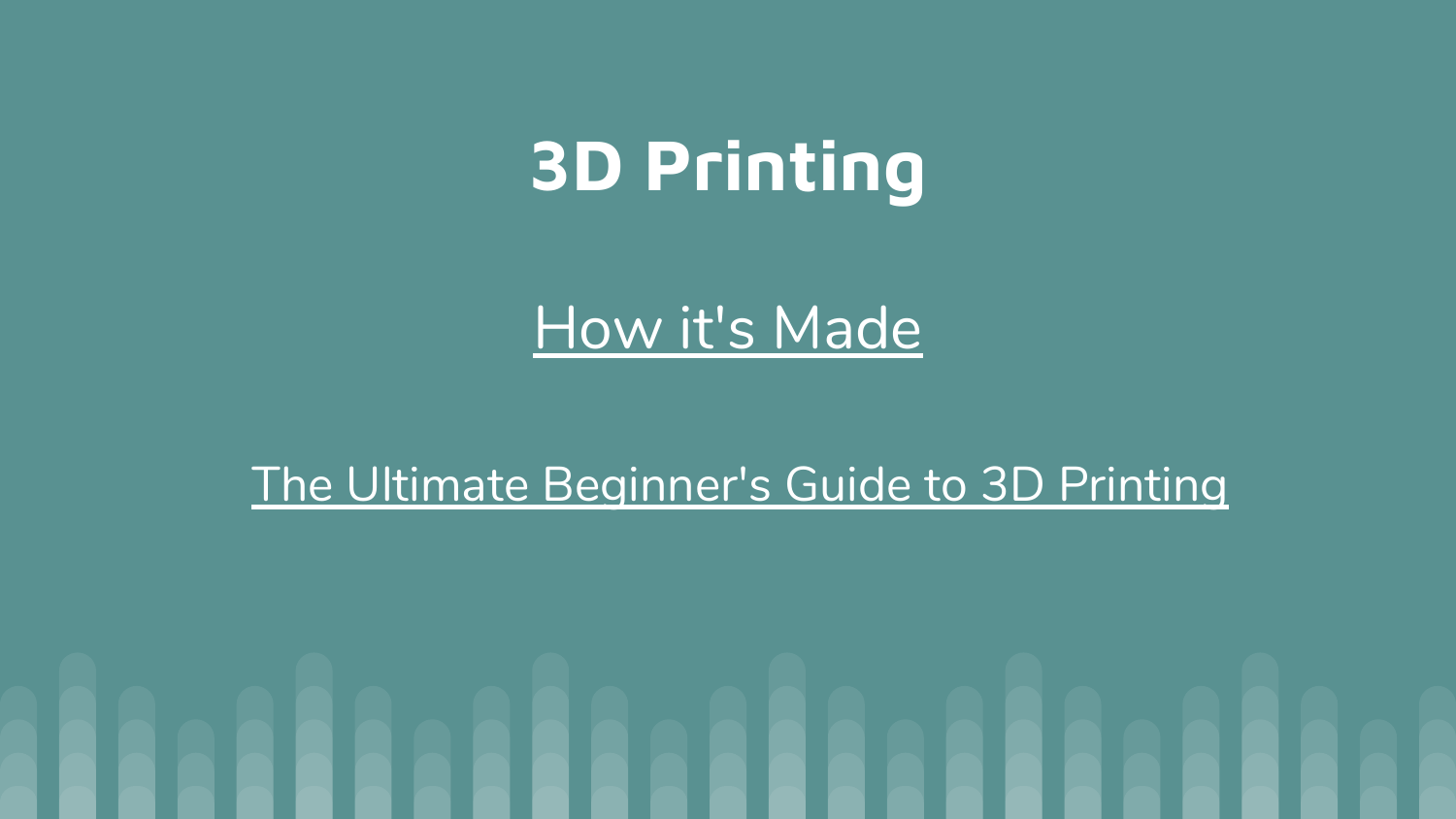# 3D Printing

How it's Made

The Ultimate Beginner's Guide to 3D Printing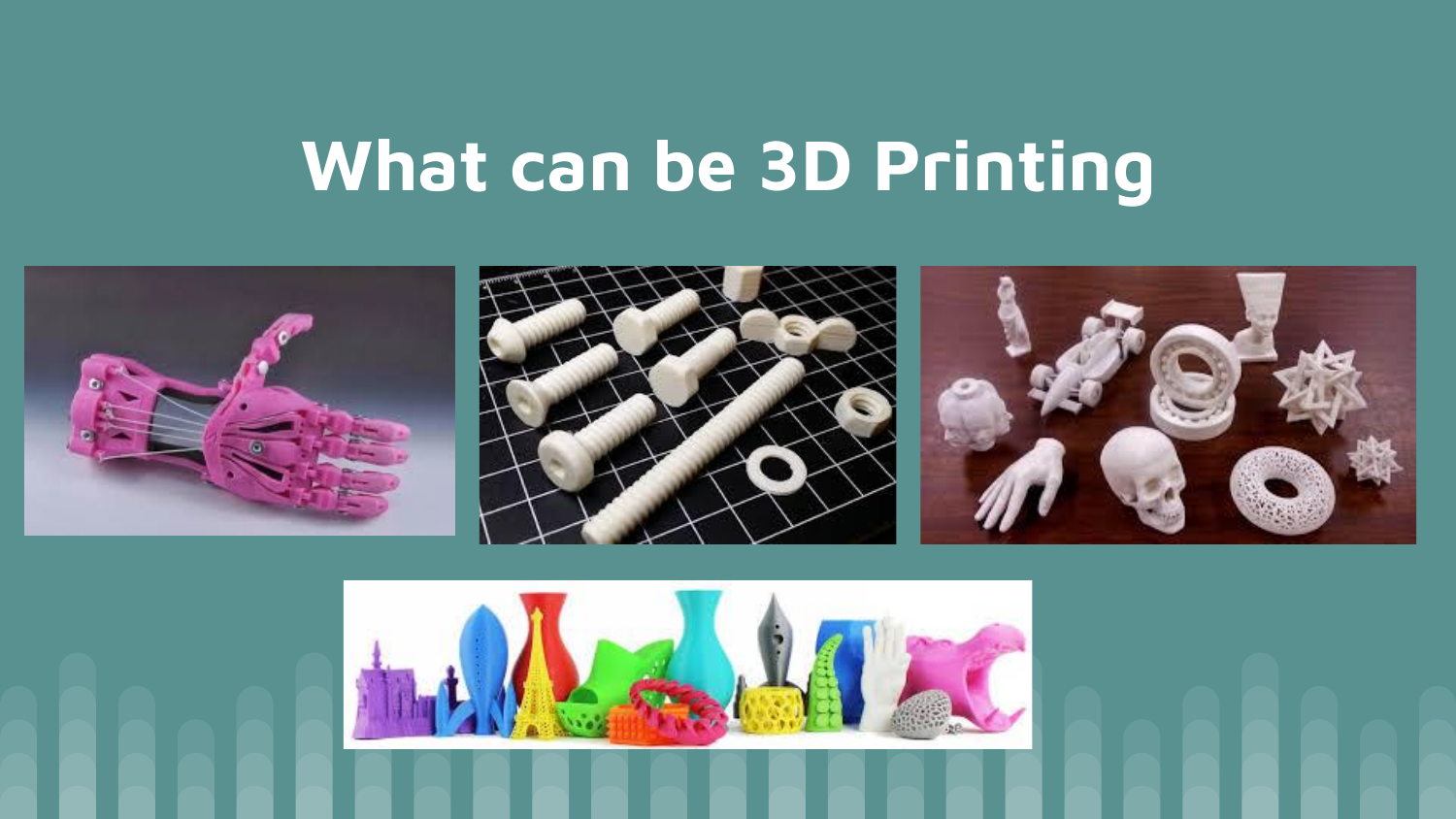# What can be 3D Printing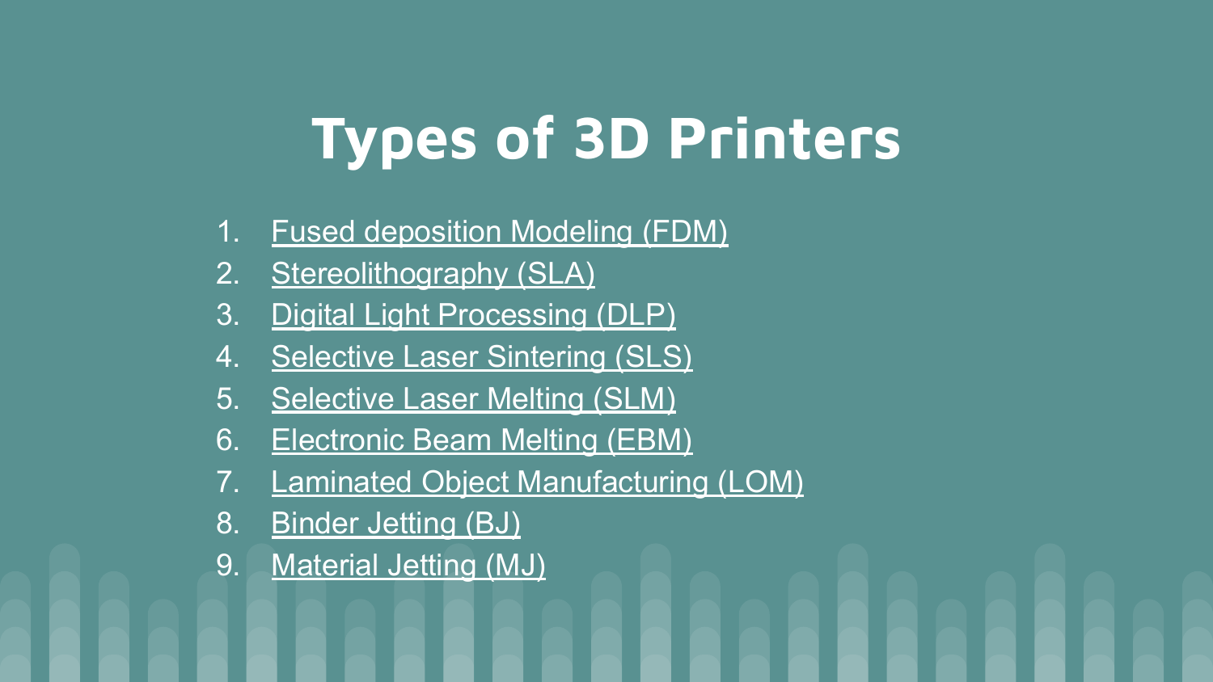# Types of 3D Printers

1. Fused deposition Modeling (FDM)
2. Stereolithography (SLA)
3. Digital Light Processing (DLP)
4. Selective Laser Sintering (SLS)
5. Selective Laser Melting (SLM)
6. Electronic Beam Melting (EBM)
7. Laminated Object Manufacturing (LOM)
8. Binder Jetting (BJ)
9. Material Jetting (MJ)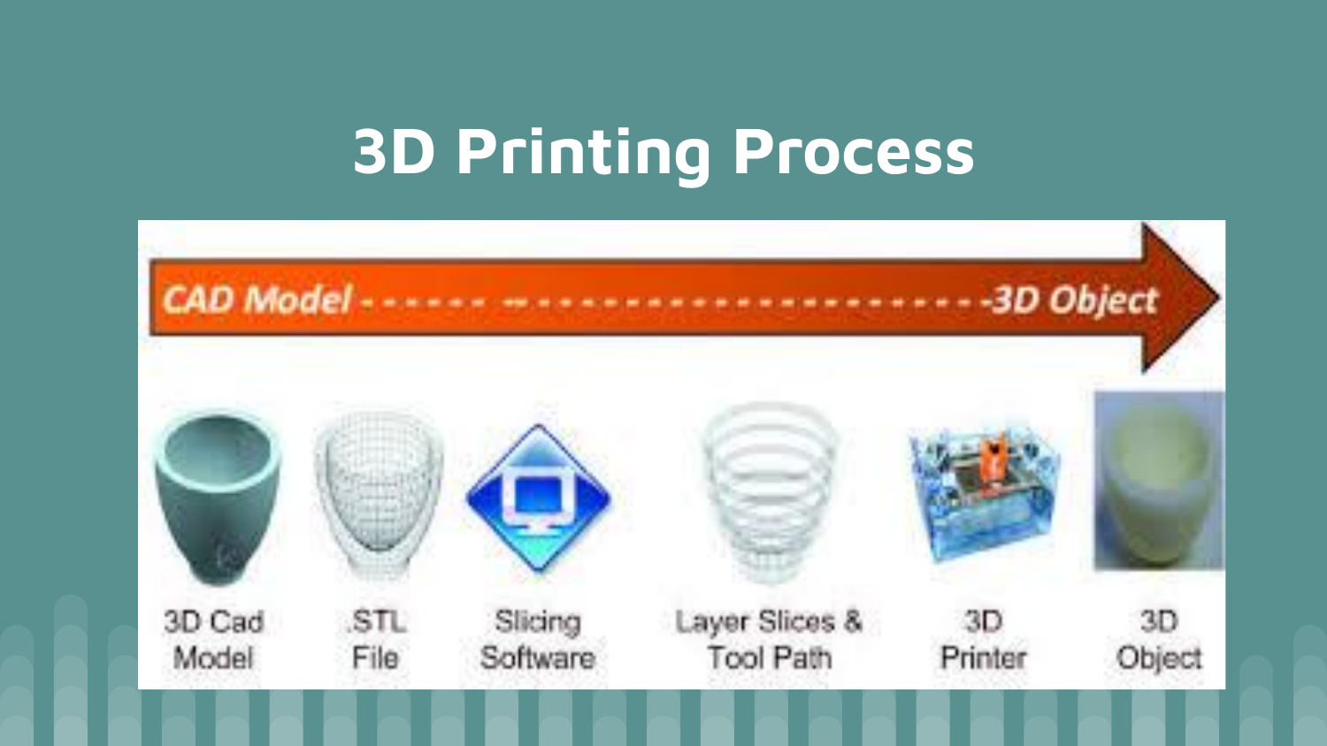# 3D Printing Process

CAD Model ------ ----------------------3D Object

3D Cad Model

.STL File

Slicing Software

Layer Slices & Tool Path

3D Printer

3D Object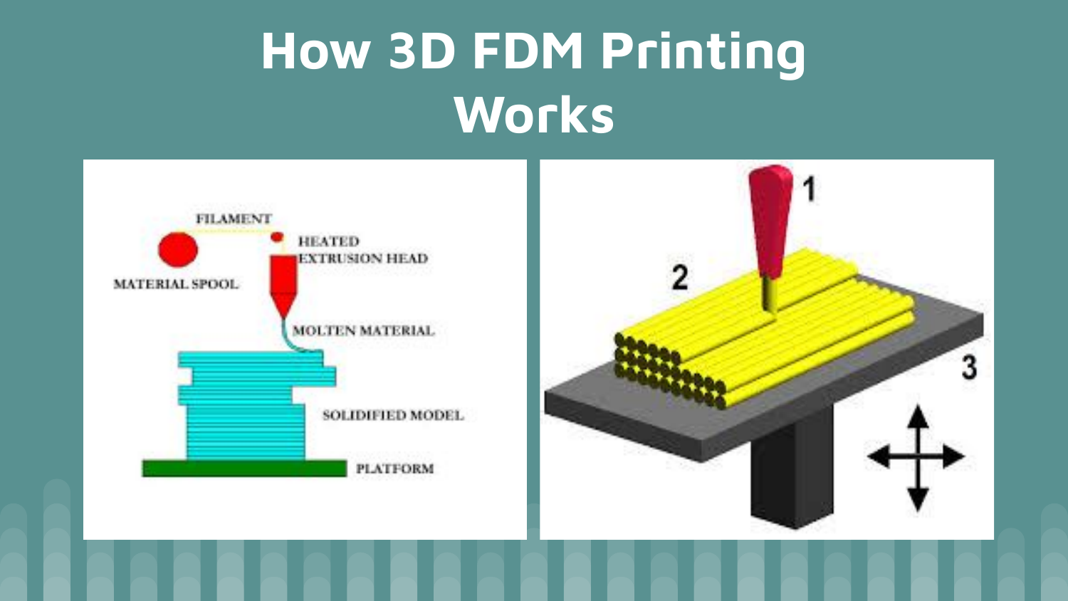# How 3D FDM Printing Works

FILAMENT

MATERIAL SPOOL

HEATED EXTRUSION HEAD

MOLTEN MATERIAL

SOLIDIFIED MODEL

PLATFORM

1

2

3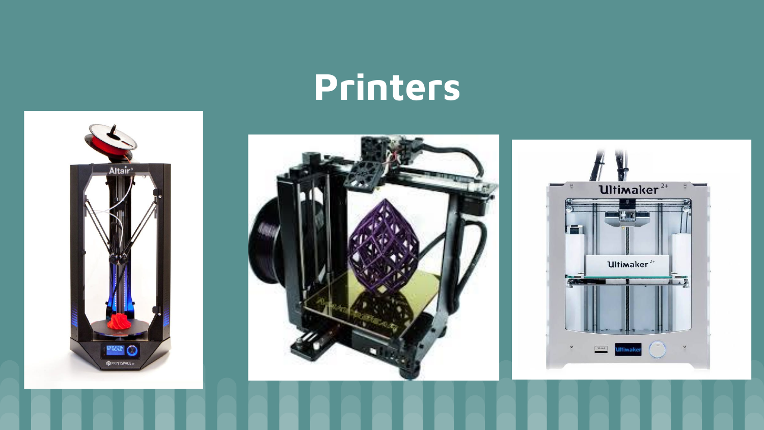# Printers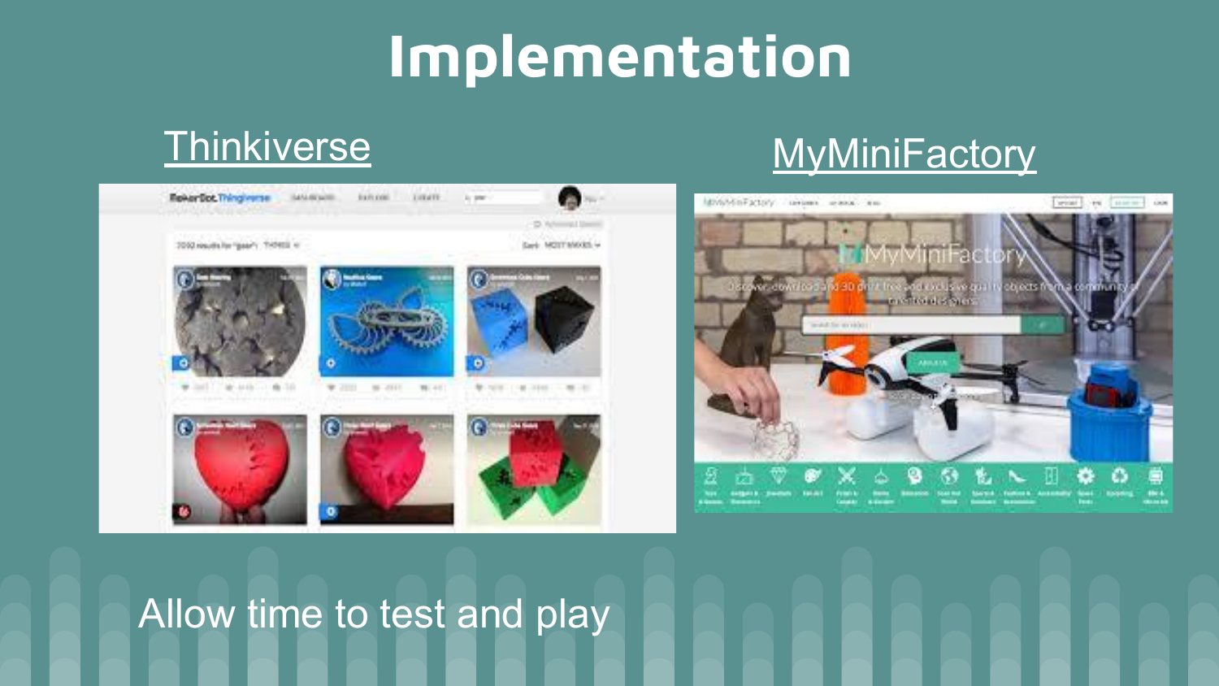# Implementation

Thinkiverse

MyMiniFactory

Allow time to test and play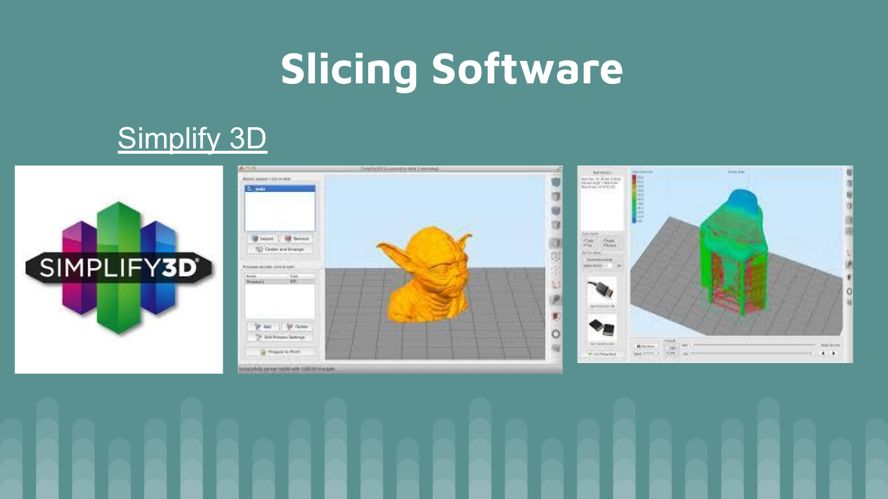# Slicing Software

Simplify 3D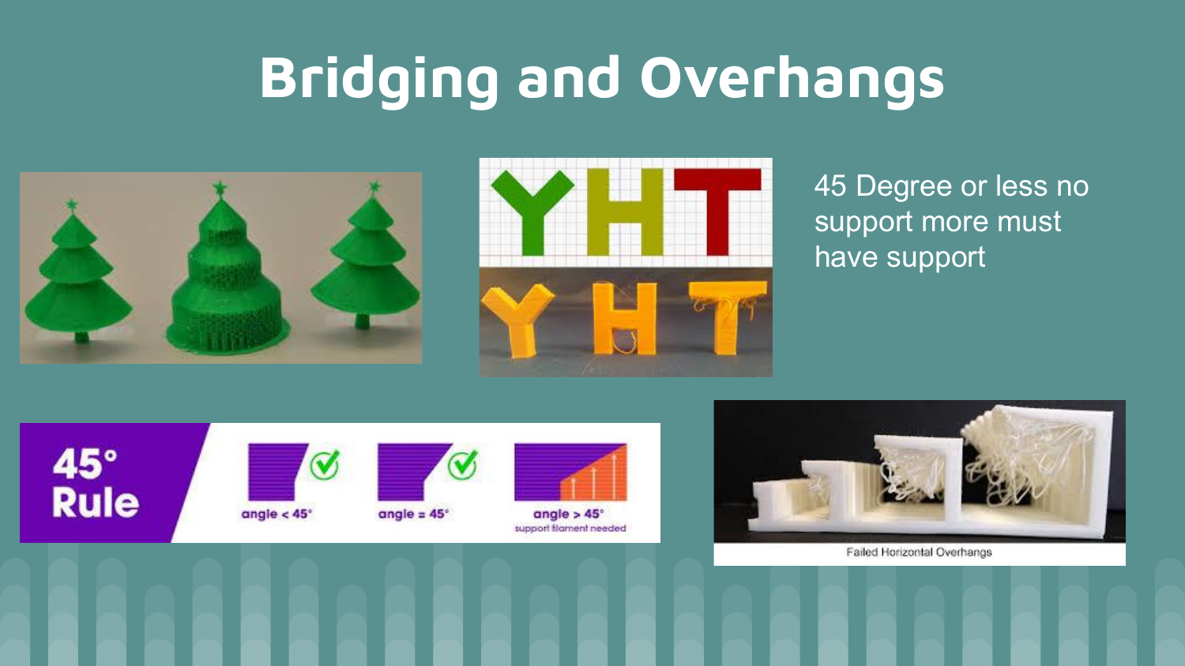# Bridging and Overhangs

45 Degree or less no support more must have support

45° Rule

angle < 45°

angle = 45°

angle > 45° support filament needed

Failed Horizontal Overhangs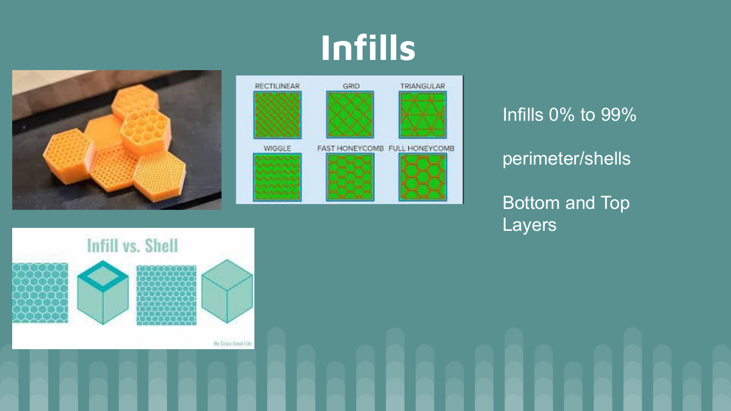# Infills

Infills 0% to 99%

perimeter/shells

Bottom and Top Layers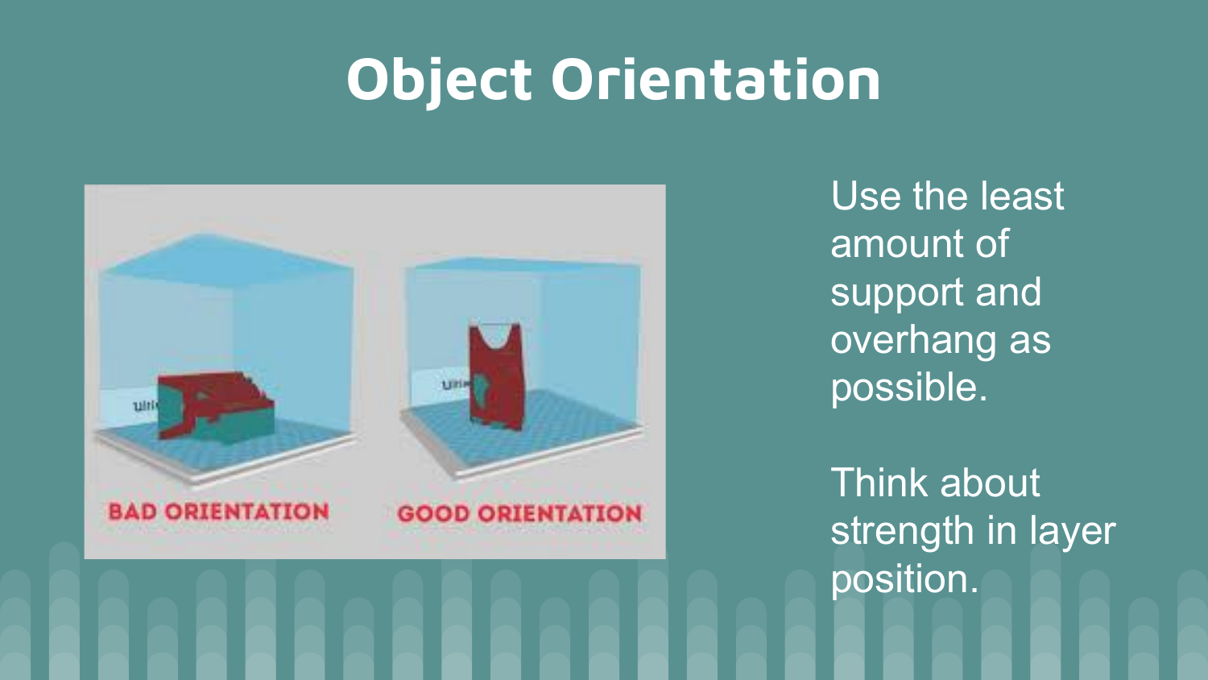# Object Orientation

Use the least amount of support and overhang as possible.

Think about strength in layer position.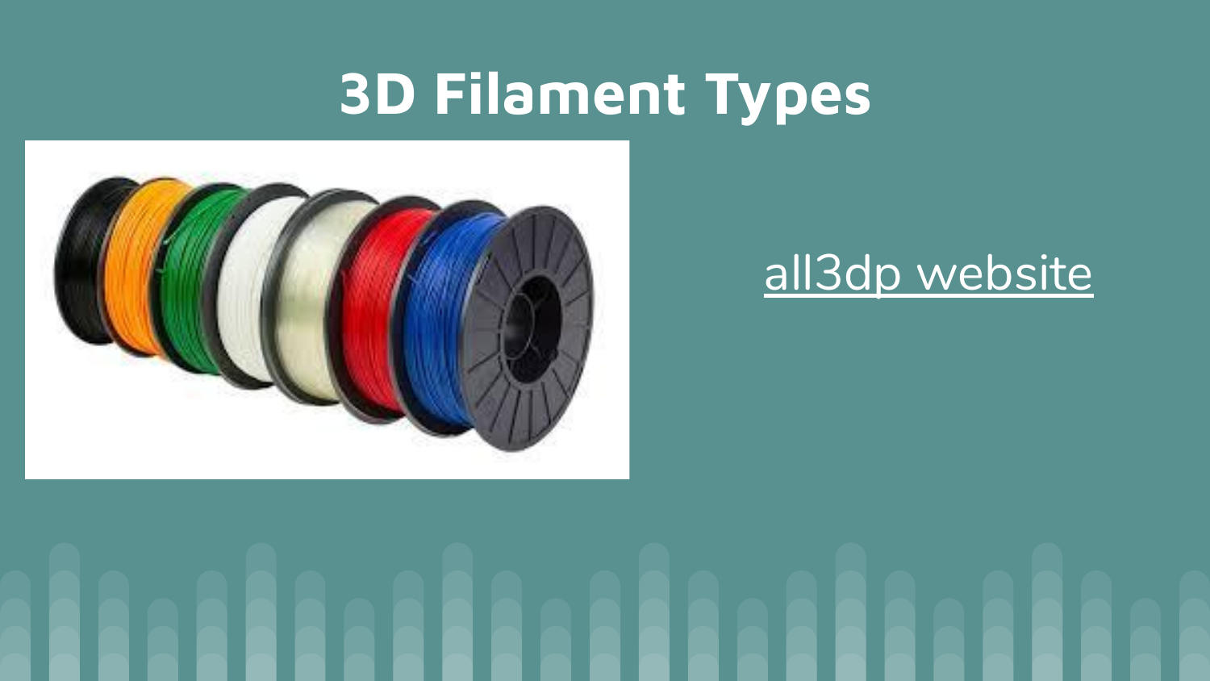# 3D Filament Types

all3dp website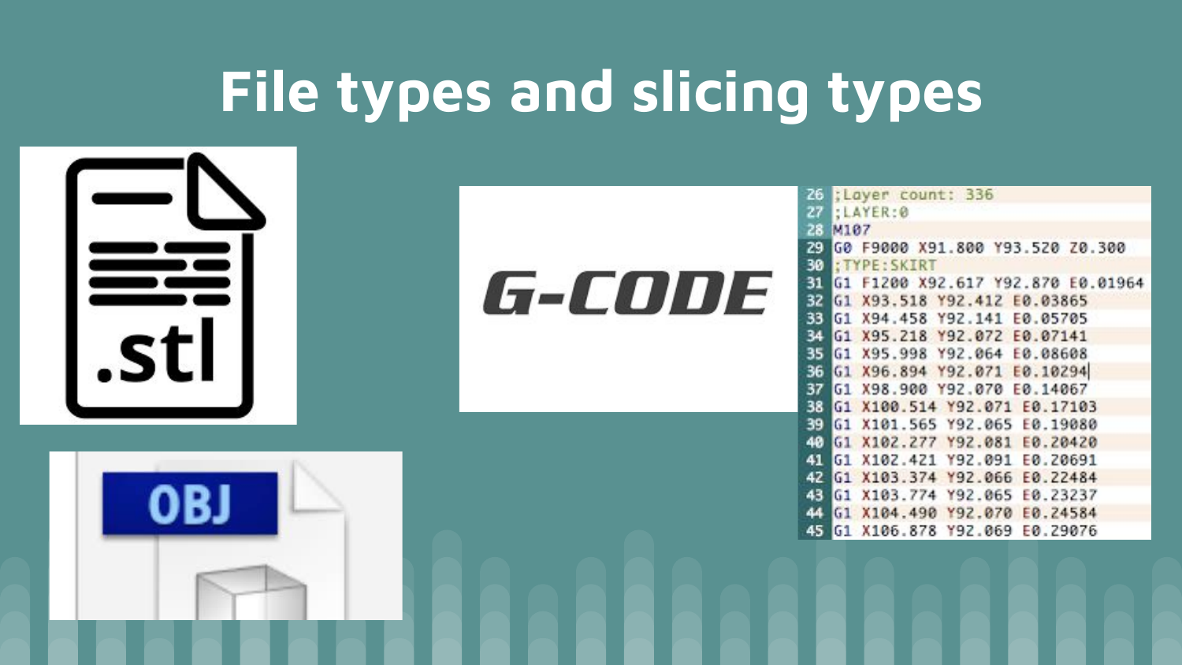# File types and slicing types

.stl

OBJ

G-CODE

```
26 ;Layer count: 336
27 ;LAYER:0
28 M107
29 G0 F9000 X91.800 Y93.520 Z0.300
30 ;TYPE:SKIRT
31 G1 F1200 X92.617 Y92.870 E0.01964
32 G1 X93.518 Y92.412 E0.03865
33 G1 X94.458 Y92.141 E0.05705
34 G1 X95.218 Y92.072 E0.07141
35 G1 X95.998 Y92.064 E0.08608
36 G1 X96.894 Y92.071 E0.10294
37 G1 X98.900 Y92.070 E0.14067
38 G1 X100.514 Y92.071 E0.17103
39 G1 X101.565 Y92.065 E0.19080
40 G1 X102.277 Y92.081 E0.20420
41 G1 X102.421 Y92.091 E0.20691
42 G1 X103.374 Y92.066 E0.22484
43 G1 X103.774 Y92.065 E0.23237
44 G1 X104.490 Y92.070 E0.24584
45 G1 X106.878 Y92.069 E0.29076
```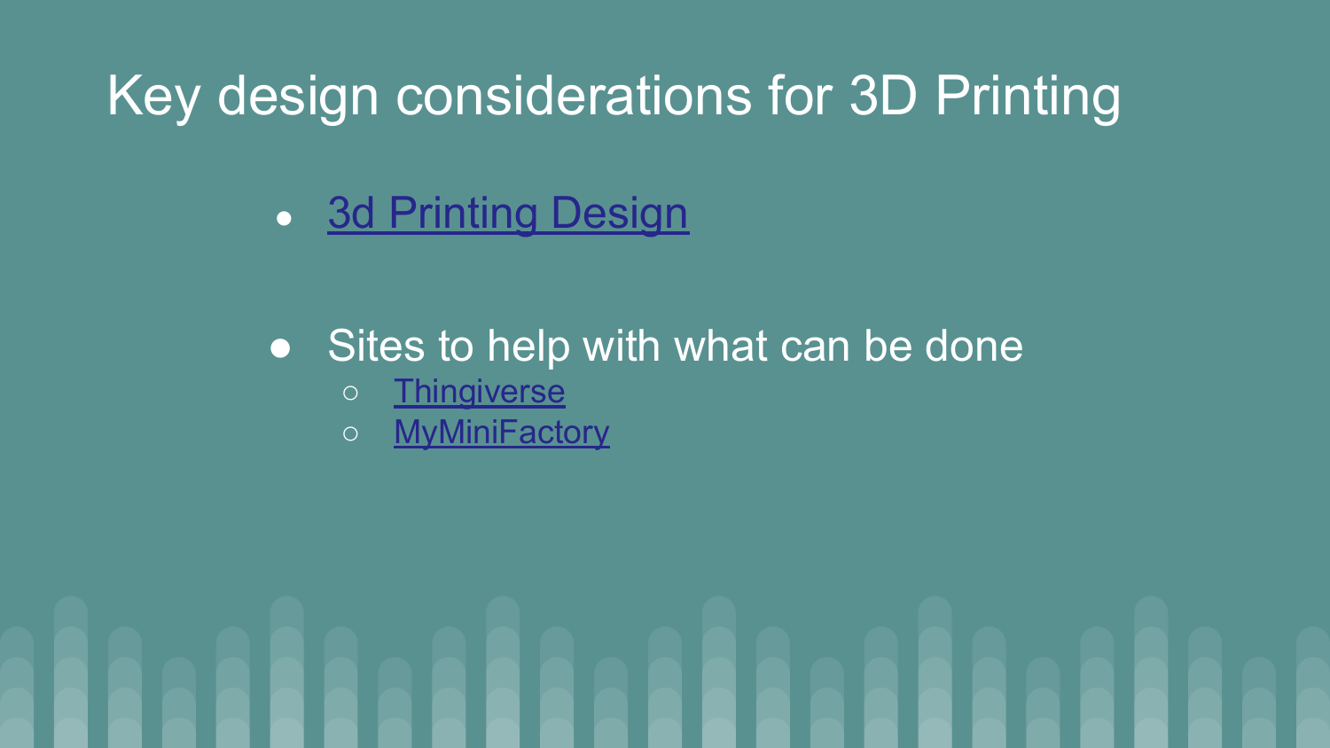# Key design considerations for 3D Printing

- 3d Printing Design

- Sites to help with what can be done
  - Thingiverse
  - MyMiniFactory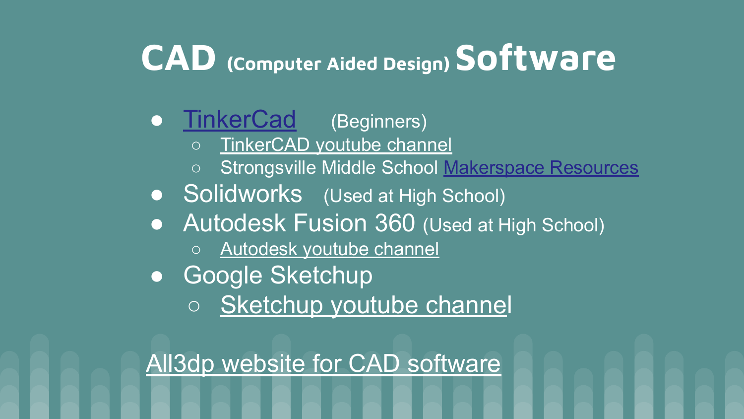# CAD (Computer Aided Design) Software

- TinkerCad (Beginners)
  - TinkerCAD youtube channel
  - Strongsville Middle School Makerspace Resources
- Solidworks (Used at High School)
- Autodesk Fusion 360 (Used at High School)
  - Autodesk youtube channel
- Google Sketchup
  - Sketchup youtube channel

All3dp website for CAD software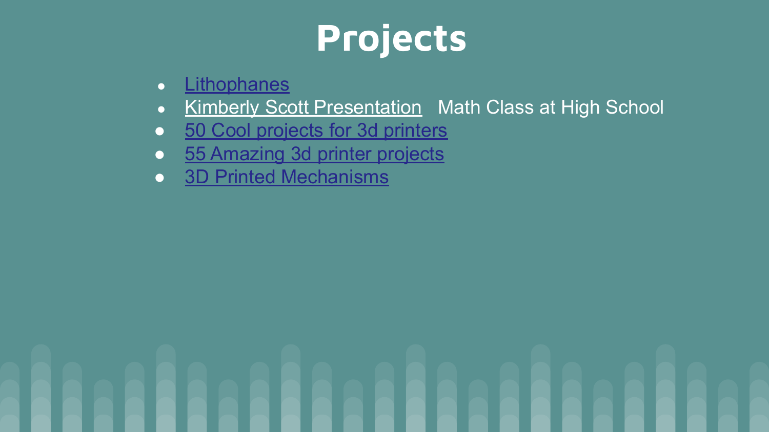# Projects

- Lithophanes
- Kimberly Scott Presentation   Math Class at High School
- 50 Cool projects for 3d printers
- 55 Amazing 3d printer projects
- 3D Printed Mechanisms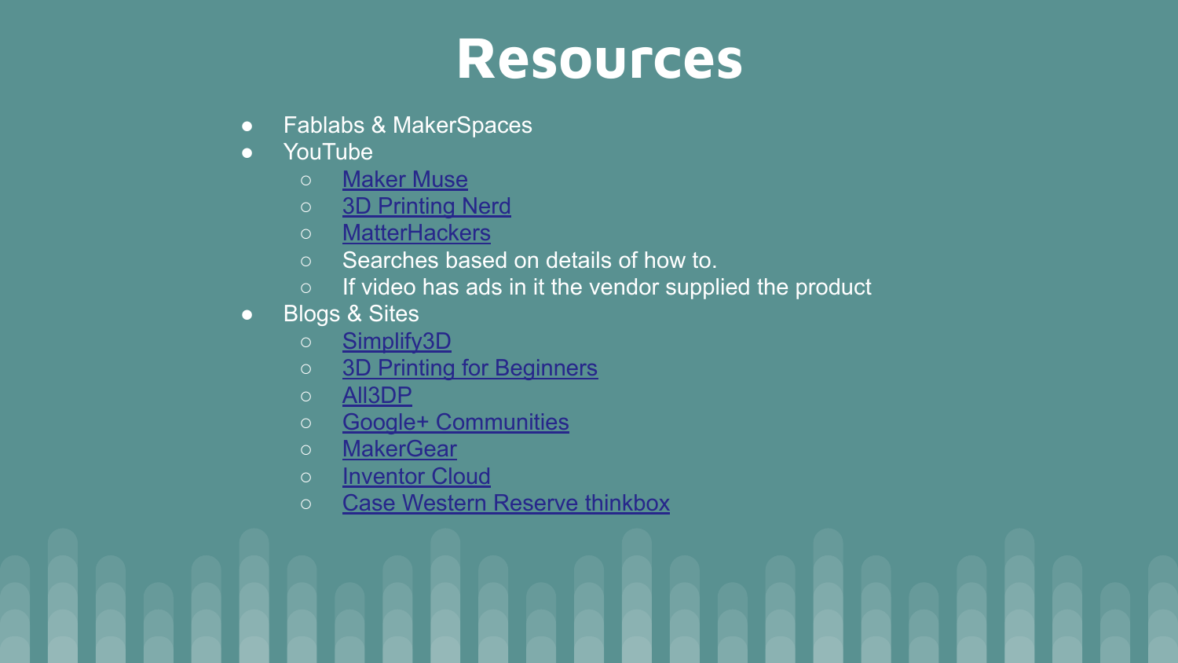# Resources

- Fablabs & MakerSpaces
- YouTube
  - Maker Muse
  - 3D Printing Nerd
  - MatterHackers
  - Searches based on details of how to.
  - If video has ads in it the vendor supplied the product
- Blogs & Sites
  - Simplify3D
  - 3D Printing for Beginners
  - All3DP
  - Google+ Communities
  - MakerGear
  - Inventor Cloud
  - Case Western Reserve thinkbox